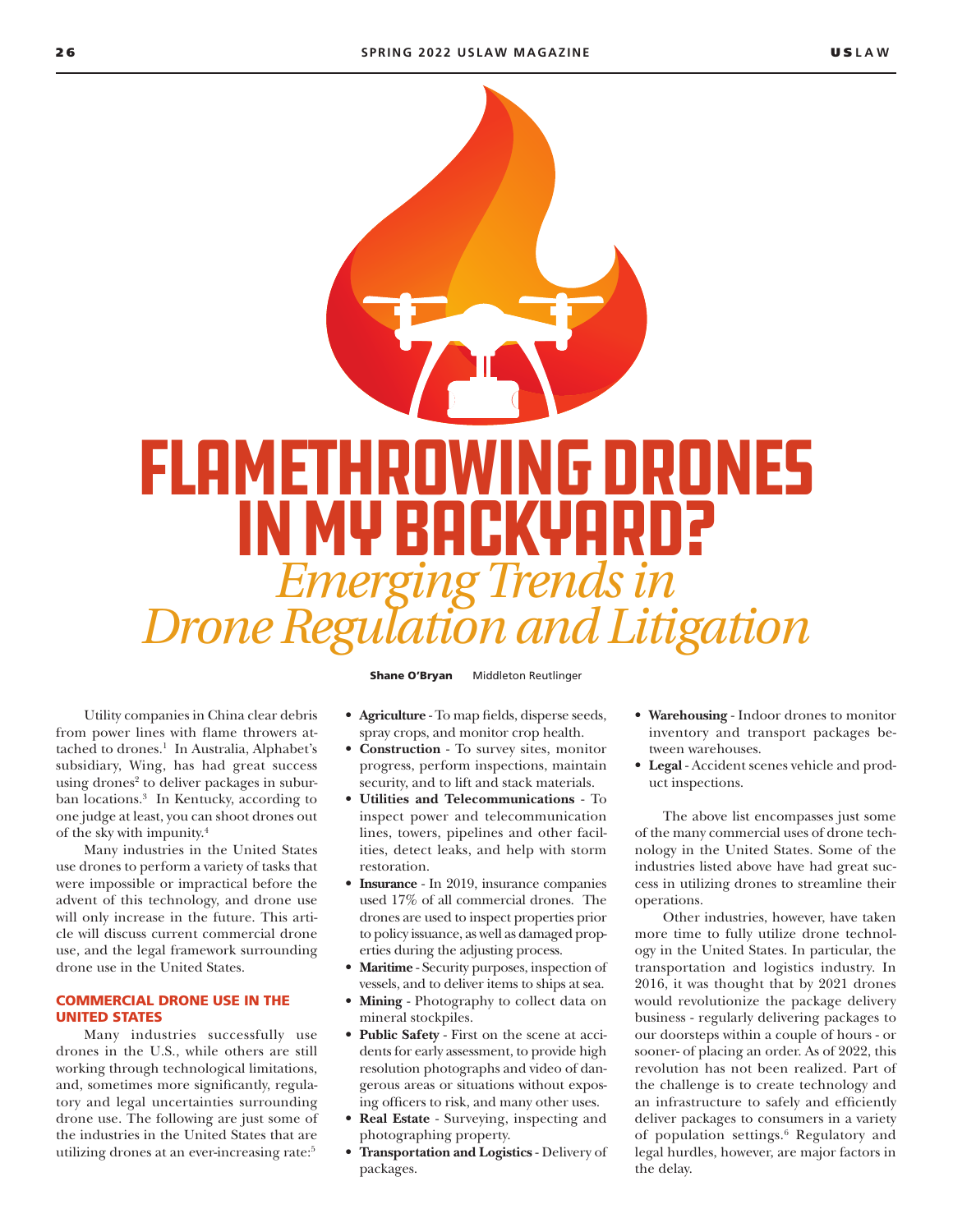# FLAMETHROWING DRONES IN MY BACKYARD?

## *Emerging Trends in Drone Regulation and Litigation*

**Shane O'Bryan** Middleton Reutlinger

Utility companies in China clear debris from power lines with flame throwers attached to drones.[1] In Australia, Alphabet's subsidiary, Wing, has had great success using drones[2] to deliver packages in suburban locations.[3] In Kentucky, according to one judge at least, you can shoot drones out of the sky with impunity.[4]

Many industries in the United States use drones to perform a variety of tasks that were impossible or impractical before the advent of this technology, and drone use will only increase in the future. This article will discuss current commercial drone use, and the legal framework surrounding drone use in the United States.

### COMMERCIAL DRONE USE IN THE UNITED STATES

Many industries successfully use drones in the U.S., while others are still working through technological limitations, and, sometimes more significantly, regulatory and legal uncertainties surrounding drone use. The following are just some of the industries in the United States that are utilizing drones at an ever-increasing rate:[5]

- **Agriculture** - To map fields, disperse seeds, spray crops, and monitor crop health.
- **Construction** - To survey sites, monitor progress, perform inspections, maintain security, and to lift and stack materials.
- **Utilities and Telecommunications** - To inspect power and telecommunication lines, towers, pipelines and other facilities, detect leaks, and help with storm restoration.
- **Insurance** - In 2019, insurance companies used 17% of all commercial drones. The drones are used to inspect properties prior to policy issuance, as well as damaged properties during the adjusting process.
- **Maritime** - Security purposes, inspection of vessels, and to deliver items to ships at sea.
- **Mining** - Photography to collect data on mineral stockpiles.
- **Public Safety** - First on the scene at accidents for early assessment, to provide high resolution photographs and video of dangerous areas or situations without exposing officers to risk, and many other uses.
- **Real Estate** - Surveying, inspecting and photographing property.
- **Transportation and Logistics** - Delivery of packages.
- **Warehousing** - Indoor drones to monitor inventory and transport packages between warehouses.
- **Legal** - Accident scenes vehicle and product inspections.

The above list encompasses just some of the many commercial uses of drone technology in the United States. Some of the industries listed above have had great success in utilizing drones to streamline their operations.

Other industries, however, have taken more time to fully utilize drone technology in the United States. In particular, the transportation and logistics industry. In 2016, it was thought that by 2021 drones would revolutionize the package delivery business - regularly delivering packages to our doorsteps within a couple of hours - or sooner- of placing an order. As of 2022, this revolution has not been realized. Part of the challenge is to create technology and an infrastructure to safely and efficiently deliver packages to consumers in a variety of population settings.[6] Regulatory and legal hurdles, however, are major factors in the delay.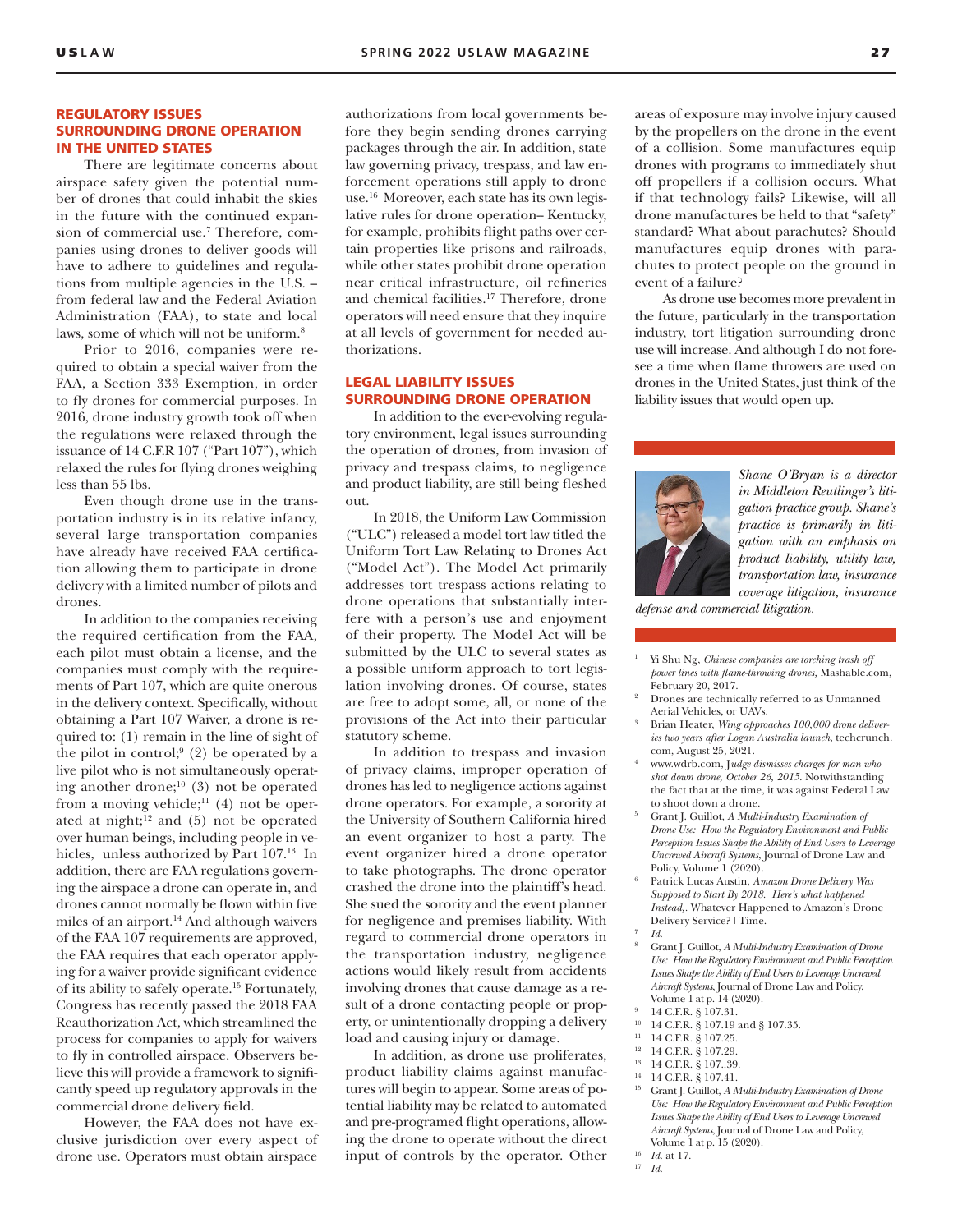## REGULATORY ISSUES SURROUNDING DRONE OPERATION IN THE UNITED STATES

There are legitimate concerns about airspace safety given the potential number of drones that could inhabit the skies in the future with the continued expansion of commercial use.[7] Therefore, companies using drones to deliver goods will have to adhere to guidelines and regulations from multiple agencies in the U.S. – from federal law and the Federal Aviation Administration (FAA), to state and local laws, some of which will not be uniform.[8]

Prior to 2016, companies were required to obtain a special waiver from the FAA, a Section 333 Exemption, in order to fly drones for commercial purposes. In 2016, drone industry growth took off when the regulations were relaxed through the issuance of 14 C.F.R 107 ("Part 107"), which relaxed the rules for flying drones weighing less than 55 lbs.

Even though drone use in the transportation industry is in its relative infancy, several large transportation companies have already have received FAA certification allowing them to participate in drone delivery with a limited number of pilots and drones.

In addition to the companies receiving the required certification from the FAA, each pilot must obtain a license, and the companies must comply with the requirements of Part 107, which are quite onerous in the delivery context. Specifically, without obtaining a Part 107 Waiver, a drone is required to: (1) remain in the line of sight of the pilot in control;[9] (2) be operated by a live pilot who is not simultaneously operating another drone;[10] (3) not be operated from a moving vehicle;[11] (4) not be operated at night;[12] and (5) not be operated over human beings, including people in vehicles, unless authorized by Part 107.[13] In addition, there are FAA regulations governing the airspace a drone can operate in, and drones cannot normally be flown within five miles of an airport.[14] And although waivers of the FAA 107 requirements are approved, the FAA requires that each operator applying for a waiver provide significant evidence of its ability to safely operate.[15] Fortunately, Congress has recently passed the 2018 FAA Reauthorization Act, which streamlined the process for companies to apply for waivers to fly in controlled airspace. Observers believe this will provide a framework to significantly speed up regulatory approvals in the commercial drone delivery field.

However, the FAA does not have exclusive jurisdiction over every aspect of drone use. Operators must obtain airspace authorizations from local governments before they begin sending drones carrying packages through the air. In addition, state law governing privacy, trespass, and law enforcement operations still apply to drone use.[16] Moreover, each state has its own legislative rules for drone operation– Kentucky, for example, prohibits flight paths over certain properties like prisons and railroads, while other states prohibit drone operation near critical infrastructure, oil refineries and chemical facilities.[17] Therefore, drone operators will need ensure that they inquire at all levels of government for needed authorizations.

## LEGAL LIABILITY ISSUES SURROUNDING DRONE OPERATION

In addition to the ever-evolving regulatory environment, legal issues surrounding the operation of drones, from invasion of privacy and trespass claims, to negligence and product liability, are still being fleshed out.

In 2018, the Uniform Law Commission ("ULC") released a model tort law titled the Uniform Tort Law Relating to Drones Act ("Model Act"). The Model Act primarily addresses tort trespass actions relating to drone operations that substantially interfere with a person's use and enjoyment of their property. The Model Act will be submitted by the ULC to several states as a possible uniform approach to tort legislation involving drones. Of course, states are free to adopt some, all, or none of the provisions of the Act into their particular statutory scheme.

In addition to trespass and invasion of privacy claims, improper operation of drones has led to negligence actions against drone operators. For example, a sorority at the University of Southern California hired an event organizer to host a party. The event organizer hired a drone operator to take photographs. The drone operator crashed the drone into the plaintiff's head. She sued the sorority and the event planner for negligence and premises liability. With regard to commercial drone operators in the transportation industry, negligence actions would likely result from accidents involving drones that cause damage as a result of a drone contacting people or property, or unintentionally dropping a delivery load and causing injury or damage.

In addition, as drone use proliferates, product liability claims against manufactures will begin to appear. Some areas of potential liability may be related to automated and pre-programed flight operations, allowing the drone to operate without the direct input of controls by the operator. Other areas of exposure may involve injury caused by the propellers on the drone in the event of a collision. Some manufactures equip drones with programs to immediately shut off propellers if a collision occurs. What if that technology fails? Likewise, will all drone manufactures be held to that "safety" standard? What about parachutes? Should manufactures equip drones with parachutes to protect people on the ground in event of a failure?

As drone use becomes more prevalent in the future, particularly in the transportation industry, tort litigation surrounding drone use will increase. And although I do not foresee a time when flame throwers are used on drones in the United States, just think of the liability issues that would open up.

*Shane O'Bryan is a director in Middleton Reutlinger's litigation practice group. Shane's practice is primarily in litigation with an emphasis on product liability, transportation law, insurance coverage litigation, insurance defense and commercial litigation.*

---

1. Yi Shu Ng, *Chinese companies are torching trash off power lines with flame-throwing drones*, Mashable.com, February 20, 2017.
2. Drones are technically referred to as Unmanned Aerial Vehicles, or UAVs.
3. Brian Heater, *Wing approaches 100,000 drone deliveries two years after Logan Australia launch*, techcrunch.com, August 25, 2021.
4. www.wdrb.com, J*udge dismisses charges for man who shot down drone, October 26, 2015.* Notwithstanding the fact that at the time, it was against Federal Law to shoot down a drone.
5. Grant J. Guillot, *A Multi-Industry Examination of Drone Use: How the Regulatory Environment and Public Perception Issues Shape the Ability of End Users to Leverage Uncrewed Aircraft Systems*, Journal of Drone Law and Policy, Volume 1 (2020).
6. Patrick Lucas Austin, *Amazon Drone Delivery Was Supposed to Start By 2018. Here's what happened Instead*,. Whatever Happened to Amazon's Drone Delivery Service? | Time.
7. *Id.*
8. Grant J. Guillot, *A Multi-Industry Examination of Drone Use: How the Regulatory Environment and Public Perception Issues Shape the Ability of End Users to Leverage Uncrewed Aircraft Systems*, Journal of Drone Law and Policy, Volume 1 at p. 14 (2020).
9. 14 C.F.R. § 107.31.
10. 14 C.F.R. § 107.19 and § 107.35.
11. 14 C.F.R. § 107.25.
12. 14 C.F.R. § 107.29.
13. 14 C.F.R. § 107..39.
14. 14 C.F.R. § 107.41.
15. Grant J. Guillot, *A Multi-Industry Examination of Drone Use: How the Regulatory Environment and Public Perception Issues Shape the Ability of End Users to Leverage Uncrewed Aircraft Systems*, Journal of Drone Law and Policy, Volume 1 at p. 15 (2020).
16. *Id.* at 17.
17. *Id.*